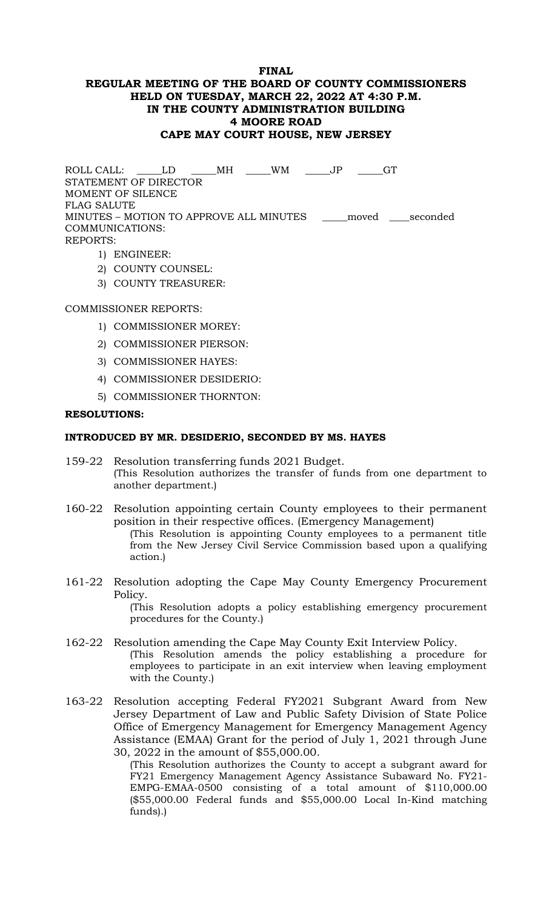**FINAL**
**REGULAR MEETING OF THE BOARD OF COUNTY COMMISSIONERS**
**HELD ON TUESDAY, MARCH 22, 2022 AT 4:30 P.M.**
**IN THE COUNTY ADMINISTRATION BUILDING**
**4 MOORE ROAD**
**CAPE MAY COURT HOUSE, NEW JERSEY**

ROLL CALL: _____LD _____MH _____WM _____JP _____GT
STATEMENT OF DIRECTOR
MOMENT OF SILENCE
FLAG SALUTE
MINUTES – MOTION TO APPROVE ALL MINUTES _____moved ____seconded
COMMUNICATIONS:
REPORTS:

1) ENGINEER:
2) COUNTY COUNSEL:
3) COUNTY TREASURER:

COMMISSIONER REPORTS:

1) COMMISSIONER MOREY:
2) COMMISSIONER PIERSON:
3) COMMISSIONER HAYES:
4) COMMISSIONER DESIDERIO:
5) COMMISSIONER THORNTON:

**RESOLUTIONS:**

**INTRODUCED BY MR. DESIDERIO, SECONDED BY MS. HAYES**

159-22 Resolution transferring funds 2021 Budget.
(This Resolution authorizes the transfer of funds from one department to another department.)

160-22 Resolution appointing certain County employees to their permanent position in their respective offices. (Emergency Management)
(This Resolution is appointing County employees to a permanent title from the New Jersey Civil Service Commission based upon a qualifying action.)

161-22 Resolution adopting the Cape May County Emergency Procurement Policy.
(This Resolution adopts a policy establishing emergency procurement procedures for the County.)

162-22 Resolution amending the Cape May County Exit Interview Policy.
(This Resolution amends the policy establishing a procedure for employees to participate in an exit interview when leaving employment with the County.)

163-22 Resolution accepting Federal FY2021 Subgrant Award from New Jersey Department of Law and Public Safety Division of State Police Office of Emergency Management for Emergency Management Agency Assistance (EMAA) Grant for the period of July 1, 2021 through June 30, 2022 in the amount of $55,000.00.
(This Resolution authorizes the County to accept a subgrant award for FY21 Emergency Management Agency Assistance Subaward No. FY21-EMPG-EMAA-0500 consisting of a total amount of $110,000.00 ($55,000.00 Federal funds and $55,000.00 Local In-Kind matching funds).)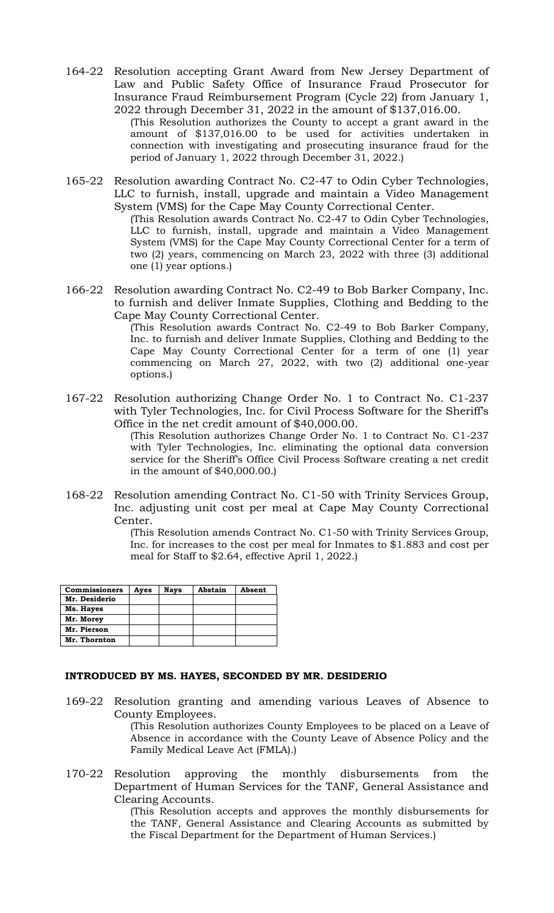164-22 Resolution accepting Grant Award from New Jersey Department of Law and Public Safety Office of Insurance Fraud Prosecutor for Insurance Fraud Reimbursement Program (Cycle 22) from January 1, 2022 through December 31, 2022 in the amount of $137,016.00.

(This Resolution authorizes the County to accept a grant award in the amount of $137,016.00 to be used for activities undertaken in connection with investigating and prosecuting insurance fraud for the period of January 1, 2022 through December 31, 2022.)

165-22 Resolution awarding Contract No. C2-47 to Odin Cyber Technologies, LLC to furnish, install, upgrade and maintain a Video Management System (VMS) for the Cape May County Correctional Center.

(This Resolution awards Contract No. C2-47 to Odin Cyber Technologies, LLC to furnish, install, upgrade and maintain a Video Management System (VMS) for the Cape May County Correctional Center for a term of two (2) years, commencing on March 23, 2022 with three (3) additional one (1) year options.)

166-22 Resolution awarding Contract No. C2-49 to Bob Barker Company, Inc. to furnish and deliver Inmate Supplies, Clothing and Bedding to the Cape May County Correctional Center.

(This Resolution awards Contract No. C2-49 to Bob Barker Company, Inc. to furnish and deliver Inmate Supplies, Clothing and Bedding to the Cape May County Correctional Center for a term of one (1) year commencing on March 27, 2022, with two (2) additional one-year options.)

167-22 Resolution authorizing Change Order No. 1 to Contract No. C1-237 with Tyler Technologies, Inc. for Civil Process Software for the Sheriff's Office in the net credit amount of $40,000.00.

(This Resolution authorizes Change Order No. 1 to Contract No. C1-237 with Tyler Technologies, Inc. eliminating the optional data conversion service for the Sheriff's Office Civil Process Software creating a net credit in the amount of $40,000.00.)

168-22 Resolution amending Contract No. C1-50 with Trinity Services Group, Inc. adjusting unit cost per meal at Cape May County Correctional Center.

(This Resolution amends Contract No. C1-50 with Trinity Services Group, Inc. for increases to the cost per meal for Inmates to $1.883 and cost per meal for Staff to $2.64, effective April 1, 2022.)

| Commissioners | Ayes | Nays | Abstain | Absent |
|---|---|---|---|---|
| Mr. Desiderio | | | | |
| Ms. Hayes | | | | |
| Mr. Morey | | | | |
| Mr. Pierson | | | | |
| Mr. Thornton | | | | |

**INTRODUCED BY MS. HAYES, SECONDED BY MR. DESIDERIO**

169-22 Resolution granting and amending various Leaves of Absence to County Employees.

(This Resolution authorizes County Employees to be placed on a Leave of Absence in accordance with the County Leave of Absence Policy and the Family Medical Leave Act (FMLA).)

170-22 Resolution approving the monthly disbursements from the Department of Human Services for the TANF, General Assistance and Clearing Accounts.

(This Resolution accepts and approves the monthly disbursements for the TANF, General Assistance and Clearing Accounts as submitted by the Fiscal Department for the Department of Human Services.)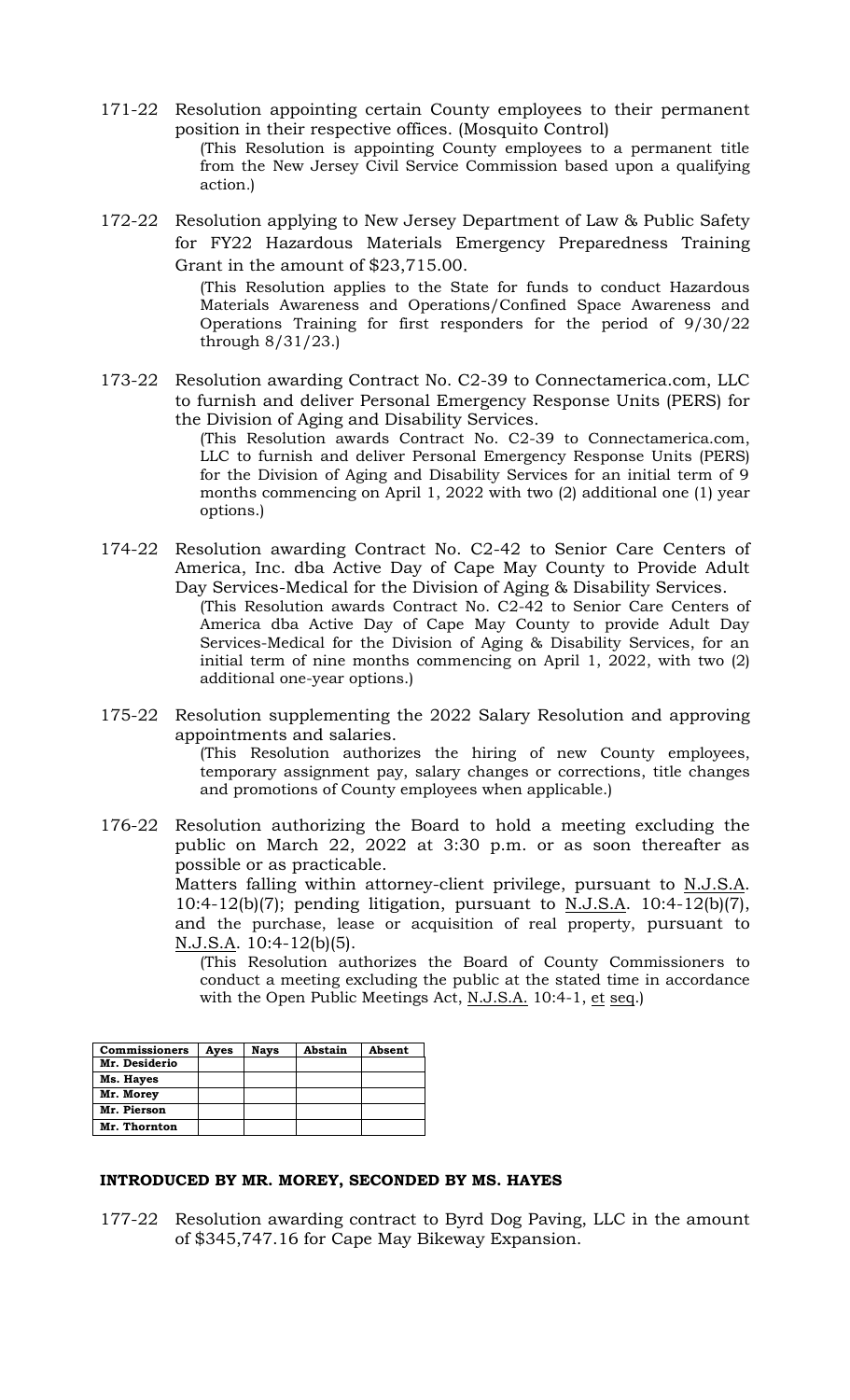171-22 Resolution appointing certain County employees to their permanent position in their respective offices. (Mosquito Control)

(This Resolution is appointing County employees to a permanent title from the New Jersey Civil Service Commission based upon a qualifying action.)

172-22 Resolution applying to New Jersey Department of Law & Public Safety for FY22 Hazardous Materials Emergency Preparedness Training Grant in the amount of $23,715.00.

(This Resolution applies to the State for funds to conduct Hazardous Materials Awareness and Operations/Confined Space Awareness and Operations Training for first responders for the period of 9/30/22 through 8/31/23.)

173-22 Resolution awarding Contract No. C2-39 to Connectamerica.com, LLC to furnish and deliver Personal Emergency Response Units (PERS) for the Division of Aging and Disability Services.

(This Resolution awards Contract No. C2-39 to Connectamerica.com, LLC to furnish and deliver Personal Emergency Response Units (PERS) for the Division of Aging and Disability Services for an initial term of 9 months commencing on April 1, 2022 with two (2) additional one (1) year options.)

174-22 Resolution awarding Contract No. C2-42 to Senior Care Centers of America, Inc. dba Active Day of Cape May County to Provide Adult Day Services-Medical for the Division of Aging & Disability Services.

(This Resolution awards Contract No. C2-42 to Senior Care Centers of America dba Active Day of Cape May County to provide Adult Day Services-Medical for the Division of Aging & Disability Services, for an initial term of nine months commencing on April 1, 2022, with two (2) additional one-year options.)

175-22 Resolution supplementing the 2022 Salary Resolution and approving appointments and salaries.

(This Resolution authorizes the hiring of new County employees, temporary assignment pay, salary changes or corrections, title changes and promotions of County employees when applicable.)

176-22 Resolution authorizing the Board to hold a meeting excluding the public on March 22, 2022 at 3:30 p.m. or as soon thereafter as possible or as practicable.

Matters falling within attorney-client privilege, pursuant to N.J.S.A. 10:4-12(b)(7); pending litigation, pursuant to N.J.S.A. 10:4-12(b)(7), and the purchase, lease or acquisition of real property, pursuant to N.J.S.A. 10:4-12(b)(5).

(This Resolution authorizes the Board of County Commissioners to conduct a meeting excluding the public at the stated time in accordance with the Open Public Meetings Act, N.J.S.A. 10:4-1, et seq.)

| Commissioners | Ayes | Nays | Abstain | Absent |
|---|---|---|---|---|
| Mr. Desiderio | | | | |
| Ms. Hayes | | | | |
| Mr. Morey | | | | |
| Mr. Pierson | | | | |
| Mr. Thornton | | | | |

**INTRODUCED BY MR. MOREY, SECONDED BY MS. HAYES**

177-22 Resolution awarding contract to Byrd Dog Paving, LLC in the amount of $345,747.16 for Cape May Bikeway Expansion.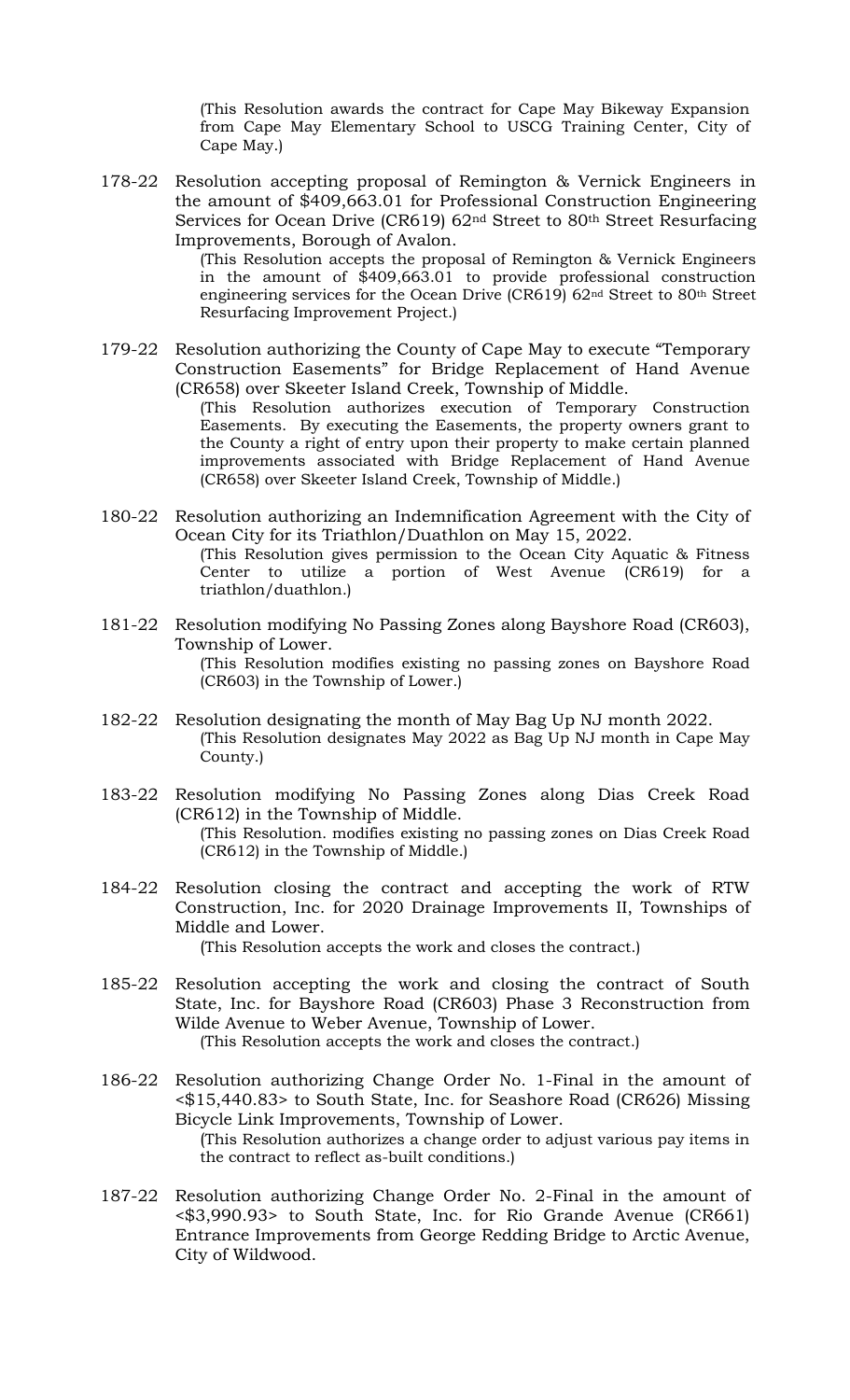(This Resolution awards the contract for Cape May Bikeway Expansion from Cape May Elementary School to USCG Training Center, City of Cape May.)

178-22 Resolution accepting proposal of Remington & Vernick Engineers in the amount of $409,663.01 for Professional Construction Engineering Services for Ocean Drive (CR619) 62nd Street to 80th Street Resurfacing Improvements, Borough of Avalon.

(This Resolution accepts the proposal of Remington & Vernick Engineers in the amount of $409,663.01 to provide professional construction engineering services for the Ocean Drive (CR619) 62nd Street to 80th Street Resurfacing Improvement Project.)

179-22 Resolution authorizing the County of Cape May to execute "Temporary Construction Easements" for Bridge Replacement of Hand Avenue (CR658) over Skeeter Island Creek, Township of Middle.

(This Resolution authorizes execution of Temporary Construction Easements. By executing the Easements, the property owners grant to the County a right of entry upon their property to make certain planned improvements associated with Bridge Replacement of Hand Avenue (CR658) over Skeeter Island Creek, Township of Middle.)

180-22 Resolution authorizing an Indemnification Agreement with the City of Ocean City for its Triathlon/Duathlon on May 15, 2022.

(This Resolution gives permission to the Ocean City Aquatic & Fitness Center to utilize a portion of West Avenue (CR619) for a triathlon/duathlon.)

181-22 Resolution modifying No Passing Zones along Bayshore Road (CR603), Township of Lower.

(This Resolution modifies existing no passing zones on Bayshore Road (CR603) in the Township of Lower.)

182-22 Resolution designating the month of May Bag Up NJ month 2022.

(This Resolution designates May 2022 as Bag Up NJ month in Cape May County.)

183-22 Resolution modifying No Passing Zones along Dias Creek Road (CR612) in the Township of Middle.

(This Resolution. modifies existing no passing zones on Dias Creek Road (CR612) in the Township of Middle.)

184-22 Resolution closing the contract and accepting the work of RTW Construction, Inc. for 2020 Drainage Improvements II, Townships of Middle and Lower.

(This Resolution accepts the work and closes the contract.)

185-22 Resolution accepting the work and closing the contract of South State, Inc. for Bayshore Road (CR603) Phase 3 Reconstruction from Wilde Avenue to Weber Avenue, Township of Lower.

(This Resolution accepts the work and closes the contract.)

186-22 Resolution authorizing Change Order No. 1-Final in the amount of <$15,440.83> to South State, Inc. for Seashore Road (CR626) Missing Bicycle Link Improvements, Township of Lower.

(This Resolution authorizes a change order to adjust various pay items in the contract to reflect as-built conditions.)

187-22 Resolution authorizing Change Order No. 2-Final in the amount of <$3,990.93> to South State, Inc. for Rio Grande Avenue (CR661) Entrance Improvements from George Redding Bridge to Arctic Avenue, City of Wildwood.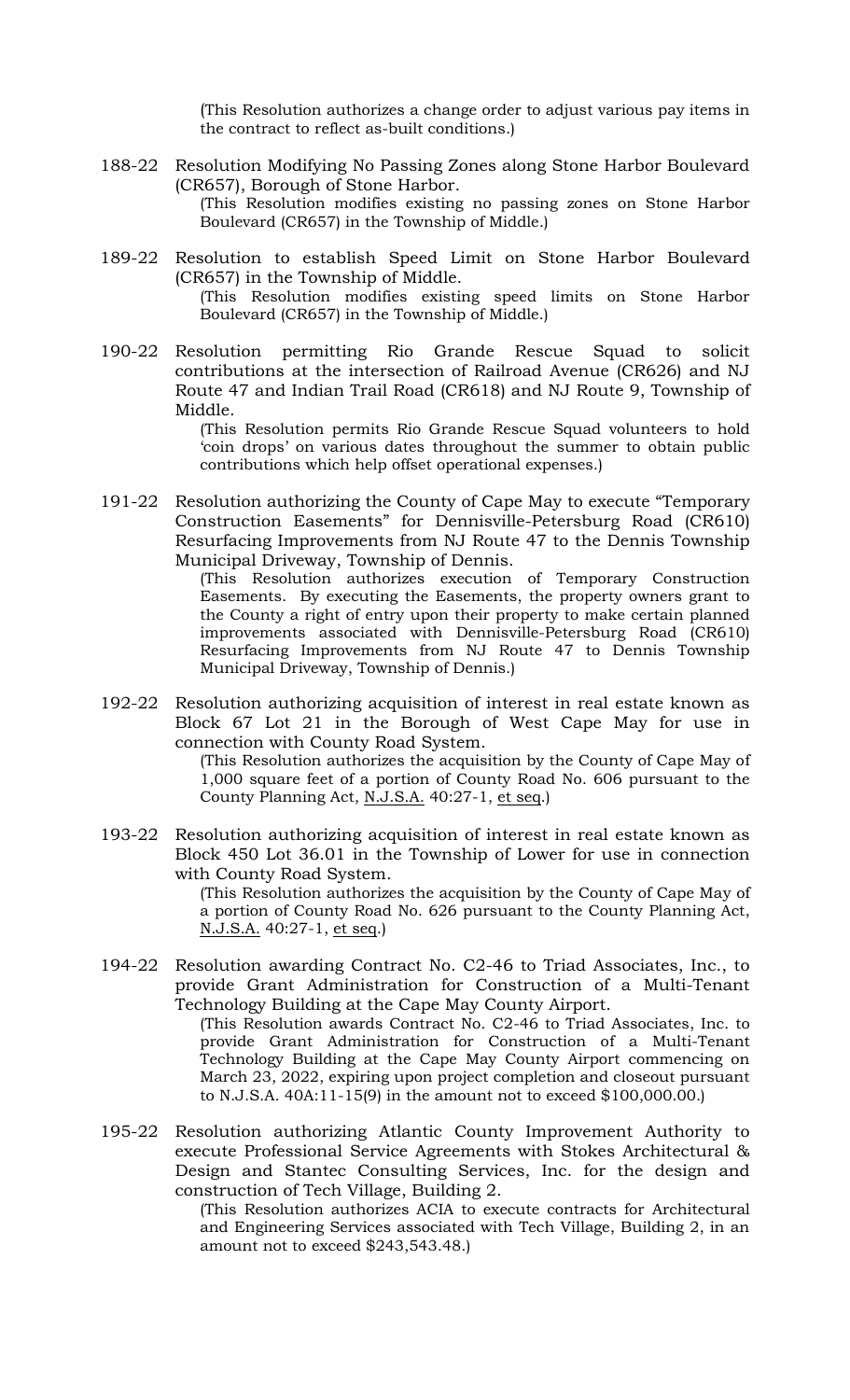(This Resolution authorizes a change order to adjust various pay items in the contract to reflect as-built conditions.)

188-22 Resolution Modifying No Passing Zones along Stone Harbor Boulevard (CR657), Borough of Stone Harbor.

(This Resolution modifies existing no passing zones on Stone Harbor Boulevard (CR657) in the Township of Middle.)

189-22 Resolution to establish Speed Limit on Stone Harbor Boulevard (CR657) in the Township of Middle.

(This Resolution modifies existing speed limits on Stone Harbor Boulevard (CR657) in the Township of Middle.)

190-22 Resolution permitting Rio Grande Rescue Squad to solicit contributions at the intersection of Railroad Avenue (CR626) and NJ Route 47 and Indian Trail Road (CR618) and NJ Route 9, Township of Middle.

(This Resolution permits Rio Grande Rescue Squad volunteers to hold 'coin drops' on various dates throughout the summer to obtain public contributions which help offset operational expenses.)

191-22 Resolution authorizing the County of Cape May to execute "Temporary Construction Easements" for Dennisville-Petersburg Road (CR610) Resurfacing Improvements from NJ Route 47 to the Dennis Township Municipal Driveway, Township of Dennis.

(This Resolution authorizes execution of Temporary Construction Easements. By executing the Easements, the property owners grant to the County a right of entry upon their property to make certain planned improvements associated with Dennisville-Petersburg Road (CR610) Resurfacing Improvements from NJ Route 47 to Dennis Township Municipal Driveway, Township of Dennis.)

192-22 Resolution authorizing acquisition of interest in real estate known as Block 67 Lot 21 in the Borough of West Cape May for use in connection with County Road System.

(This Resolution authorizes the acquisition by the County of Cape May of 1,000 square feet of a portion of County Road No. 606 pursuant to the County Planning Act, N.J.S.A. 40:27-1, et seq.)

193-22 Resolution authorizing acquisition of interest in real estate known as Block 450 Lot 36.01 in the Township of Lower for use in connection with County Road System.

(This Resolution authorizes the acquisition by the County of Cape May of a portion of County Road No. 626 pursuant to the County Planning Act, N.J.S.A. 40:27-1, et seq.)

194-22 Resolution awarding Contract No. C2-46 to Triad Associates, Inc., to provide Grant Administration for Construction of a Multi-Tenant Technology Building at the Cape May County Airport.

(This Resolution awards Contract No. C2-46 to Triad Associates, Inc. to provide Grant Administration for Construction of a Multi-Tenant Technology Building at the Cape May County Airport commencing on March 23, 2022, expiring upon project completion and closeout pursuant to N.J.S.A. 40A:11-15(9) in the amount not to exceed $100,000.00.)

195-22 Resolution authorizing Atlantic County Improvement Authority to execute Professional Service Agreements with Stokes Architectural & Design and Stantec Consulting Services, Inc. for the design and construction of Tech Village, Building 2.

(This Resolution authorizes ACIA to execute contracts for Architectural and Engineering Services associated with Tech Village, Building 2, in an amount not to exceed $243,543.48.)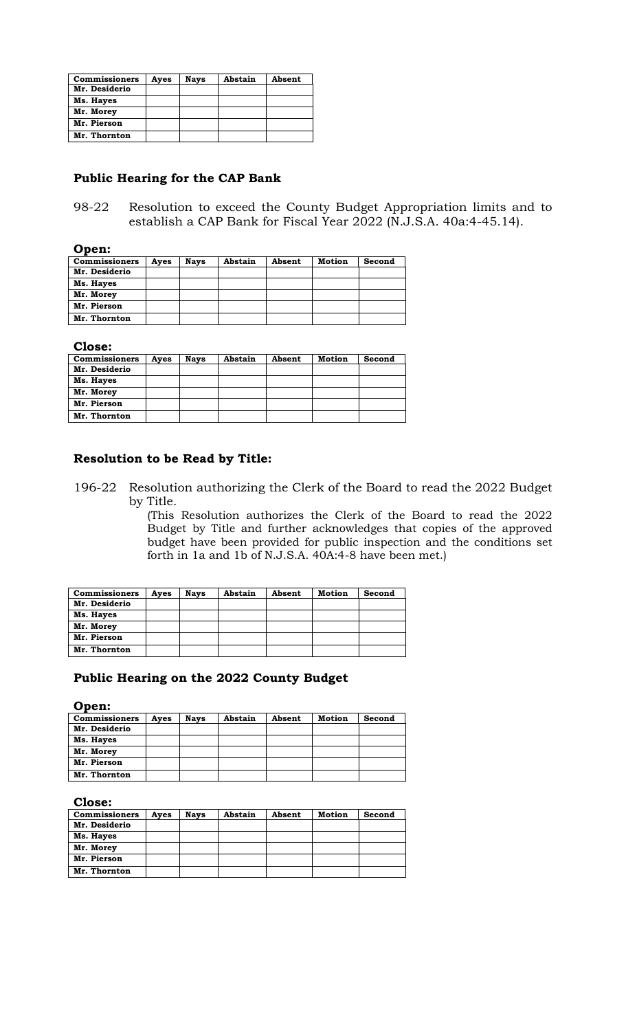| Commissioners | Ayes | Nays | Abstain | Absent |
| --- | --- | --- | --- | --- |
| Mr. Desiderio | | | | |
| Ms. Hayes | | | | |
| Mr. Morey | | | | |
| Mr. Pierson | | | | |
| Mr. Thornton | | | | |

### Public Hearing for the CAP Bank

98-22 Resolution to exceed the County Budget Appropriation limits and to establish a CAP Bank for Fiscal Year 2022 (N.J.S.A. 40a:4-45.14).

**Open:**

| Commissioners | Ayes | Nays | Abstain | Absent | Motion | Second |
| --- | --- | --- | --- | --- | --- | --- |
| Mr. Desiderio | | | | | | |
| Ms. Hayes | | | | | | |
| Mr. Morey | | | | | | |
| Mr. Pierson | | | | | | |
| Mr. Thornton | | | | | | |

**Close:**

| Commissioners | Ayes | Nays | Abstain | Absent | Motion | Second |
| --- | --- | --- | --- | --- | --- | --- |
| Mr. Desiderio | | | | | | |
| Ms. Hayes | | | | | | |
| Mr. Morey | | | | | | |
| Mr. Pierson | | | | | | |
| Mr. Thornton | | | | | | |

### Resolution to be Read by Title:

196-22 Resolution authorizing the Clerk of the Board to read the 2022 Budget by Title.

(This Resolution authorizes the Clerk of the Board to read the 2022 Budget by Title and further acknowledges that copies of the approved budget have been provided for public inspection and the conditions set forth in 1a and 1b of N.J.S.A. 40A:4-8 have been met.)

| Commissioners | Ayes | Nays | Abstain | Absent | Motion | Second |
| --- | --- | --- | --- | --- | --- | --- |
| Mr. Desiderio | | | | | | |
| Ms. Hayes | | | | | | |
| Mr. Morey | | | | | | |
| Mr. Pierson | | | | | | |
| Mr. Thornton | | | | | | |

### Public Hearing on the 2022 County Budget

**Open:**

| Commissioners | Ayes | Nays | Abstain | Absent | Motion | Second |
| --- | --- | --- | --- | --- | --- | --- |
| Mr. Desiderio | | | | | | |
| Ms. Hayes | | | | | | |
| Mr. Morey | | | | | | |
| Mr. Pierson | | | | | | |
| Mr. Thornton | | | | | | |

**Close:**

| Commissioners | Ayes | Nays | Abstain | Absent | Motion | Second |
| --- | --- | --- | --- | --- | --- | --- |
| Mr. Desiderio | | | | | | |
| Ms. Hayes | | | | | | |
| Mr. Morey | | | | | | |
| Mr. Pierson | | | | | | |
| Mr. Thornton | | | | | | |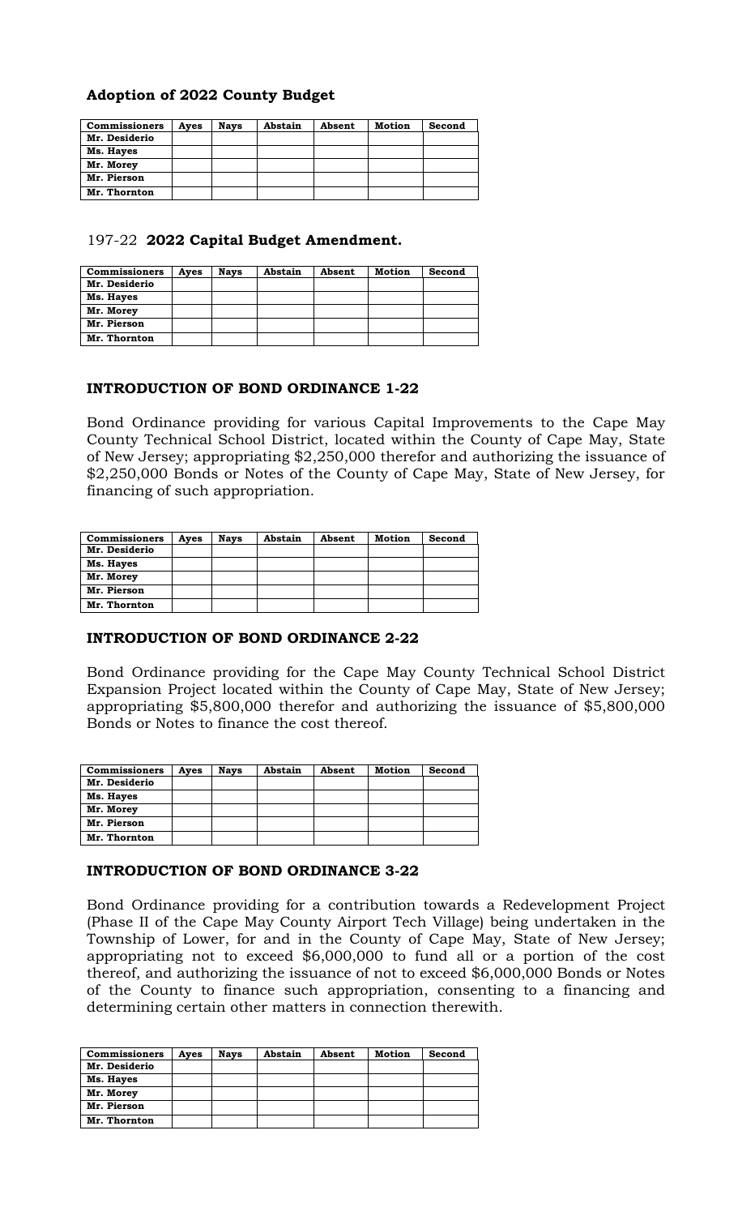**Adoption of 2022 County Budget**

| Commissioners | Ayes | Nays | Abstain | Absent | Motion | Second |
|---|---|---|---|---|---|---|
| Mr. Desiderio | | | | | | |
| Ms. Hayes | | | | | | |
| Mr. Morey | | | | | | |
| Mr. Pierson | | | | | | |
| Mr. Thornton | | | | | | |

197-22 **2022 Capital Budget Amendment.**

| Commissioners | Ayes | Nays | Abstain | Absent | Motion | Second |
|---|---|---|---|---|---|---|
| Mr. Desiderio | | | | | | |
| Ms. Hayes | | | | | | |
| Mr. Morey | | | | | | |
| Mr. Pierson | | | | | | |
| Mr. Thornton | | | | | | |

**INTRODUCTION OF BOND ORDINANCE 1-22**

Bond Ordinance providing for various Capital Improvements to the Cape May County Technical School District, located within the County of Cape May, State of New Jersey; appropriating $2,250,000 therefor and authorizing the issuance of $2,250,000 Bonds or Notes of the County of Cape May, State of New Jersey, for financing of such appropriation.

| Commissioners | Ayes | Nays | Abstain | Absent | Motion | Second |
|---|---|---|---|---|---|---|
| Mr. Desiderio | | | | | | |
| Ms. Hayes | | | | | | |
| Mr. Morey | | | | | | |
| Mr. Pierson | | | | | | |
| Mr. Thornton | | | | | | |

**INTRODUCTION OF BOND ORDINANCE 2-22**

Bond Ordinance providing for the Cape May County Technical School District Expansion Project located within the County of Cape May, State of New Jersey; appropriating $5,800,000 therefor and authorizing the issuance of $5,800,000 Bonds or Notes to finance the cost thereof.

| Commissioners | Ayes | Nays | Abstain | Absent | Motion | Second |
|---|---|---|---|---|---|---|
| Mr. Desiderio | | | | | | |
| Ms. Hayes | | | | | | |
| Mr. Morey | | | | | | |
| Mr. Pierson | | | | | | |
| Mr. Thornton | | | | | | |

**INTRODUCTION OF BOND ORDINANCE 3-22**

Bond Ordinance providing for a contribution towards a Redevelopment Project (Phase II of the Cape May County Airport Tech Village) being undertaken in the Township of Lower, for and in the County of Cape May, State of New Jersey; appropriating not to exceed $6,000,000 to fund all or a portion of the cost thereof, and authorizing the issuance of not to exceed $6,000,000 Bonds or Notes of the County to finance such appropriation, consenting to a financing and determining certain other matters in connection therewith.

| Commissioners | Ayes | Nays | Abstain | Absent | Motion | Second |
|---|---|---|---|---|---|---|
| Mr. Desiderio | | | | | | |
| Ms. Hayes | | | | | | |
| Mr. Morey | | | | | | |
| Mr. Pierson | | | | | | |
| Mr. Thornton | | | | | | |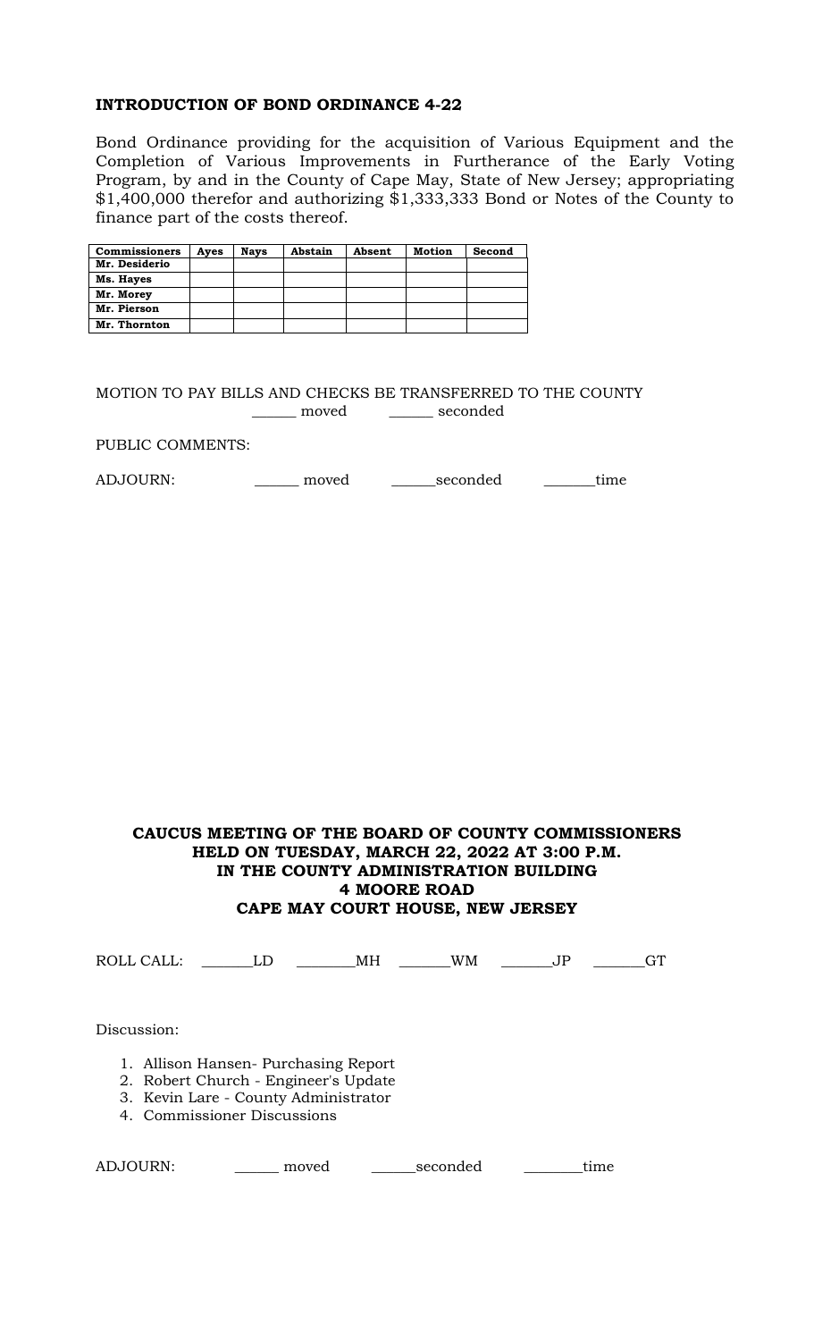**INTRODUCTION OF BOND ORDINANCE 4-22**

Bond Ordinance providing for the acquisition of Various Equipment and the Completion of Various Improvements in Furtherance of the Early Voting Program, by and in the County of Cape May, State of New Jersey; appropriating $1,400,000 therefor and authorizing $1,333,333 Bond or Notes of the County to finance part of the costs thereof.

| **Commissioners** | **Ayes** | **Nays** | **Abstain** | **Absent** | **Motion** | **Second** |
|---|---|---|---|---|---|---|
| **Mr. Desiderio** | | | | | | |
| **Ms. Hayes** | | | | | | |
| **Mr. Morey** | | | | | | |
| **Mr. Pierson** | | | | | | |
| **Mr. Thornton** | | | | | | |

MOTION TO PAY BILLS AND CHECKS BE TRANSFERRED TO THE COUNTY
______ moved ______ seconded

PUBLIC COMMENTS:

ADJOURN: ______ moved ______seconded _______time

**CAUCUS MEETING OF THE BOARD OF COUNTY COMMISSIONERS**
**HELD ON TUESDAY, MARCH 22, 2022 AT 3:00 P.M.**
**IN THE COUNTY ADMINISTRATION BUILDING**
**4 MOORE ROAD**
**CAPE MAY COURT HOUSE, NEW JERSEY**

ROLL CALL: _______LD ________MH _______WM _______JP _______GT

Discussion:

1. Allison Hansen- Purchasing Report
2. Robert Church - Engineer's Update
3. Kevin Lare - County Administrator
4. Commissioner Discussions

ADJOURN: ______ moved ______seconded ________time